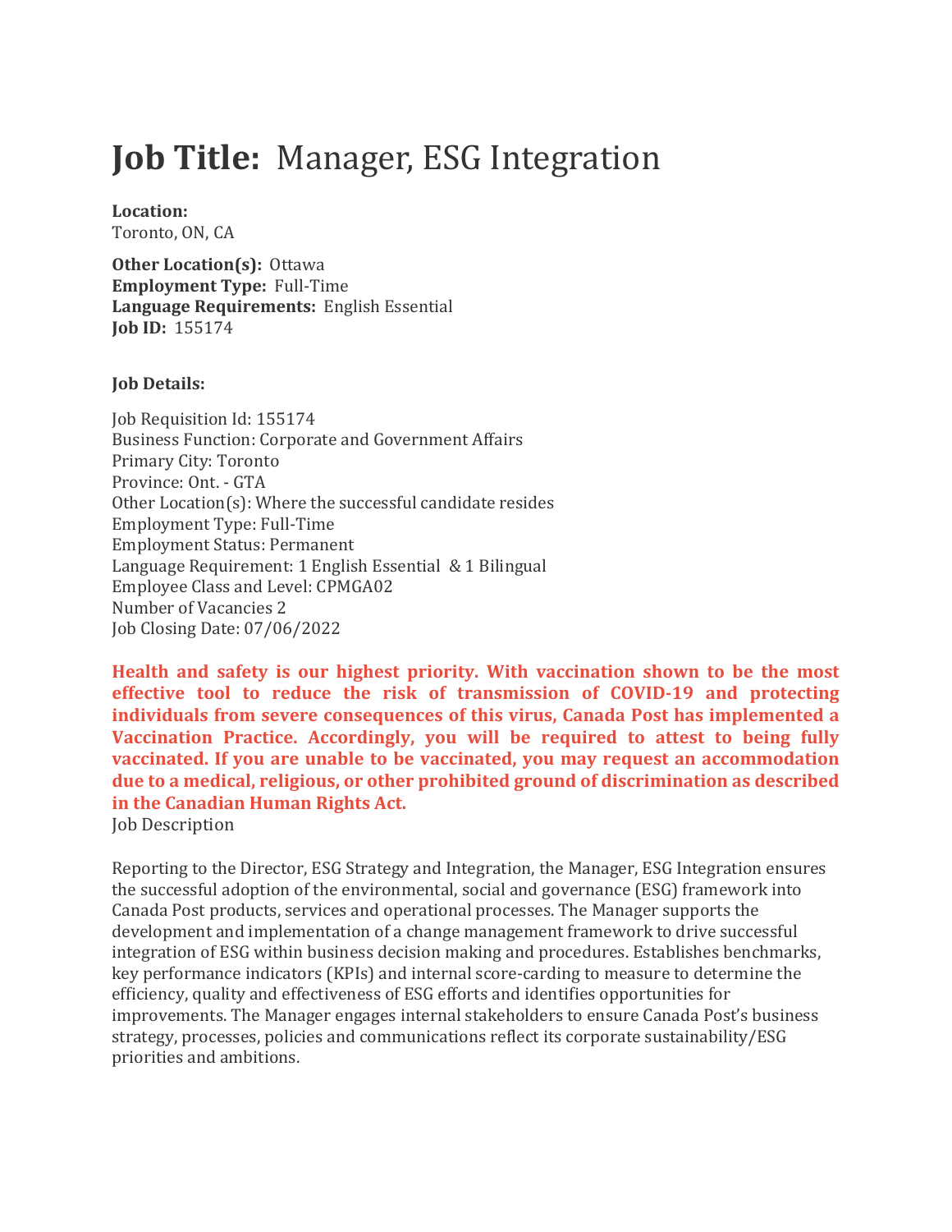# **Job Title:** Manager, ESG Integration

**Location:**
Toronto, ON, CA

**Other Location(s):** Ottawa
**Employment Type:** Full-Time
**Language Requirements:** English Essential
**Job ID:** 155174

**Job Details:**

Job Requisition Id: 155174
Business Function: Corporate and Government Affairs
Primary City: Toronto
Province: Ont. - GTA
Other Location(s): Where the successful candidate resides
Employment Type: Full-Time
Employment Status: Permanent
Language Requirement: 1 English Essential & 1 Bilingual
Employee Class and Level: CPMGA02
Number of Vacancies 2
Job Closing Date: 07/06/2022

**Health and safety is our highest priority. With vaccination shown to be the most effective tool to reduce the risk of transmission of COVID-19 and protecting individuals from severe consequences of this virus, Canada Post has implemented a Vaccination Practice. Accordingly, you will be required to attest to being fully vaccinated. If you are unable to be vaccinated, you may request an accommodation due to a medical, religious, or other prohibited ground of discrimination as described in the Canadian Human Rights Act.**

Job Description

Reporting to the Director, ESG Strategy and Integration, the Manager, ESG Integration ensures the successful adoption of the environmental, social and governance (ESG) framework into Canada Post products, services and operational processes. The Manager supports the development and implementation of a change management framework to drive successful integration of ESG within business decision making and procedures. Establishes benchmarks, key performance indicators (KPIs) and internal score-carding to measure to determine the efficiency, quality and effectiveness of ESG efforts and identifies opportunities for improvements. The Manager engages internal stakeholders to ensure Canada Post's business strategy, processes, policies and communications reflect its corporate sustainability/ESG priorities and ambitions.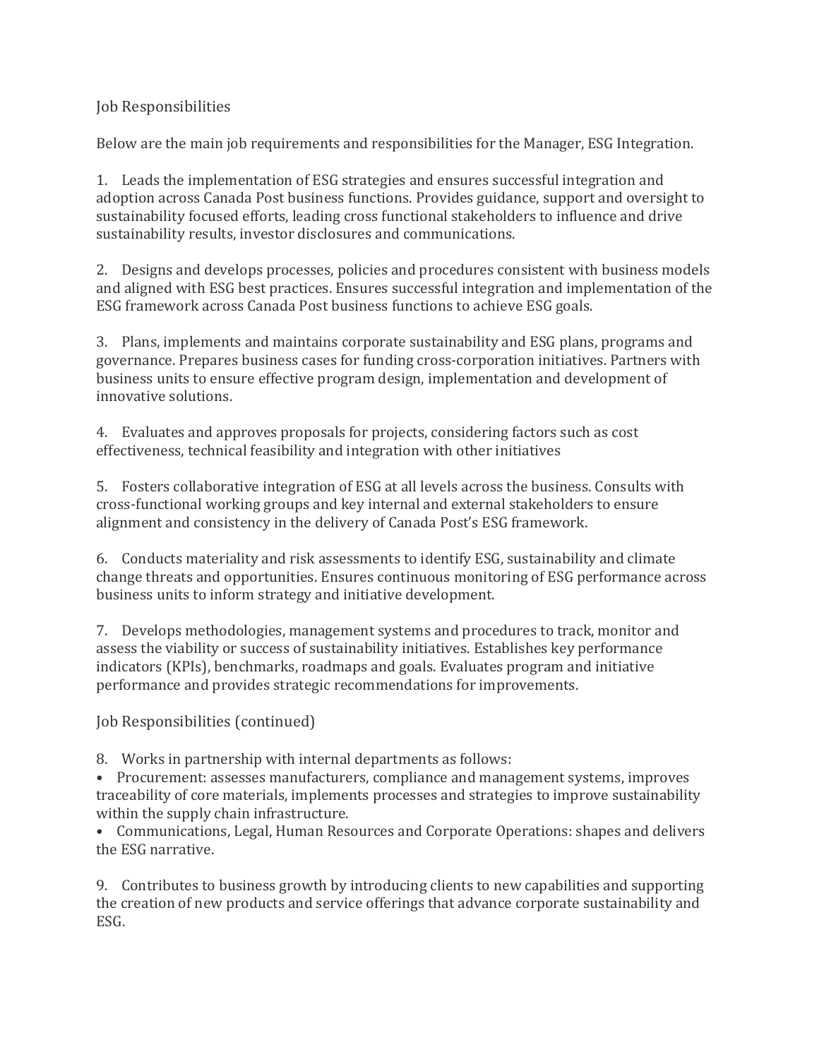## Job Responsibilities

Below are the main job requirements and responsibilities for the Manager, ESG Integration.

1. Leads the implementation of ESG strategies and ensures successful integration and adoption across Canada Post business functions. Provides guidance, support and oversight to sustainability focused efforts, leading cross functional stakeholders to influence and drive sustainability results, investor disclosures and communications.

2. Designs and develops processes, policies and procedures consistent with business models and aligned with ESG best practices. Ensures successful integration and implementation of the ESG framework across Canada Post business functions to achieve ESG goals.

3. Plans, implements and maintains corporate sustainability and ESG plans, programs and governance. Prepares business cases for funding cross-corporation initiatives. Partners with business units to ensure effective program design, implementation and development of innovative solutions.

4. Evaluates and approves proposals for projects, considering factors such as cost effectiveness, technical feasibility and integration with other initiatives

5. Fosters collaborative integration of ESG at all levels across the business. Consults with cross-functional working groups and key internal and external stakeholders to ensure alignment and consistency in the delivery of Canada Post's ESG framework.

6. Conducts materiality and risk assessments to identify ESG, sustainability and climate change threats and opportunities. Ensures continuous monitoring of ESG performance across business units to inform strategy and initiative development.

7. Develops methodologies, management systems and procedures to track, monitor and assess the viability or success of sustainability initiatives. Establishes key performance indicators (KPIs), benchmarks, roadmaps and goals. Evaluates program and initiative performance and provides strategic recommendations for improvements.

## Job Responsibilities (continued)

8. Works in partnership with internal departments as follows:
   - Procurement: assesses manufacturers, compliance and management systems, improves traceability of core materials, implements processes and strategies to improve sustainability within the supply chain infrastructure.
   - Communications, Legal, Human Resources and Corporate Operations: shapes and delivers the ESG narrative.

9. Contributes to business growth by introducing clients to new capabilities and supporting the creation of new products and service offerings that advance corporate sustainability and ESG.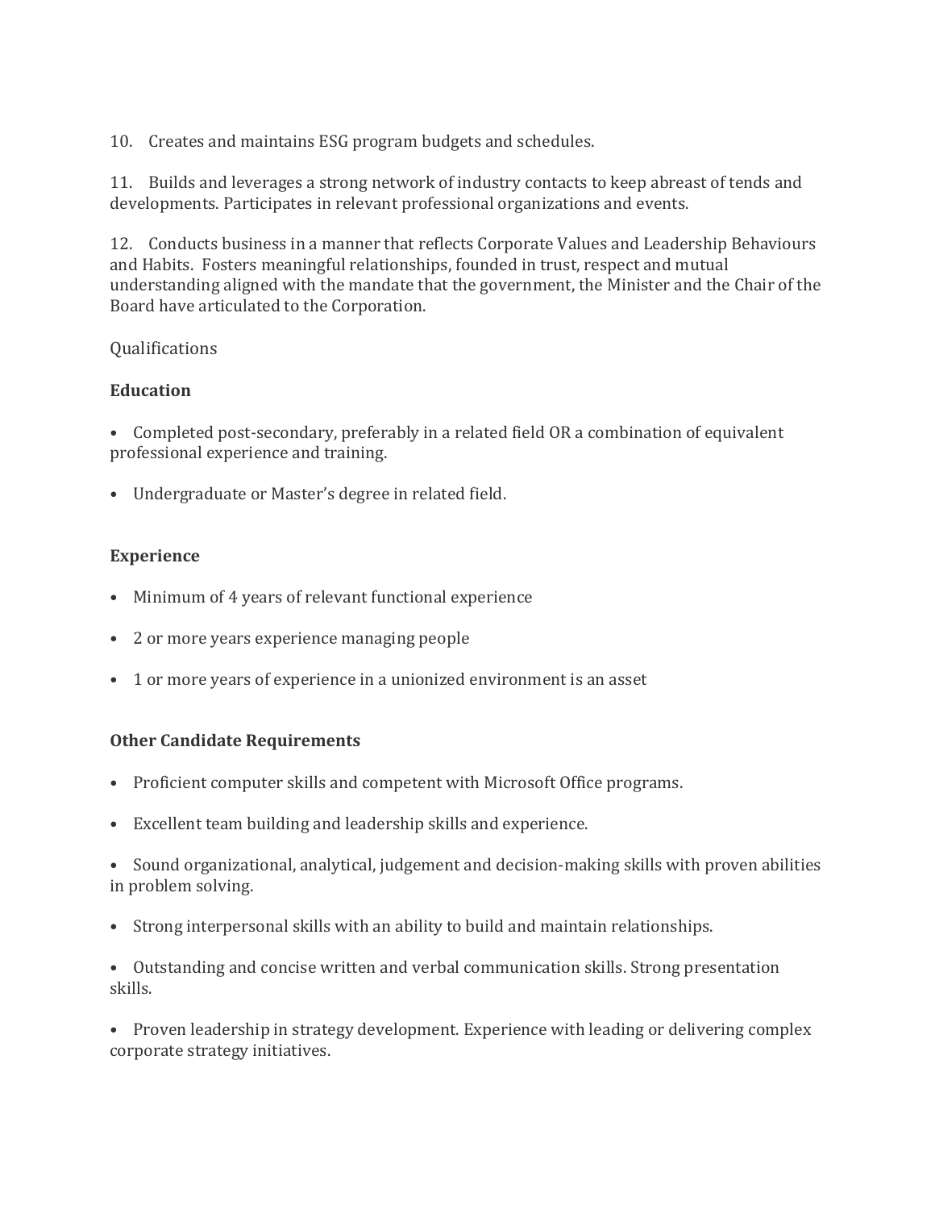10. Creates and maintains ESG program budgets and schedules.

11. Builds and leverages a strong network of industry contacts to keep abreast of tends and developments. Participates in relevant professional organizations and events.

12. Conducts business in a manner that reflects Corporate Values and Leadership Behaviours and Habits. Fosters meaningful relationships, founded in trust, respect and mutual understanding aligned with the mandate that the government, the Minister and the Chair of the Board have articulated to the Corporation.

Qualifications

**Education**

- Completed post-secondary, preferably in a related field OR a combination of equivalent professional experience and training.
- Undergraduate or Master's degree in related field.

**Experience**

- Minimum of 4 years of relevant functional experience
- 2 or more years experience managing people
- 1 or more years of experience in a unionized environment is an asset

**Other Candidate Requirements**

- Proficient computer skills and competent with Microsoft Office programs.
- Excellent team building and leadership skills and experience.
- Sound organizational, analytical, judgement and decision-making skills with proven abilities in problem solving.
- Strong interpersonal skills with an ability to build and maintain relationships.
- Outstanding and concise written and verbal communication skills. Strong presentation skills.
- Proven leadership in strategy development. Experience with leading or delivering complex corporate strategy initiatives.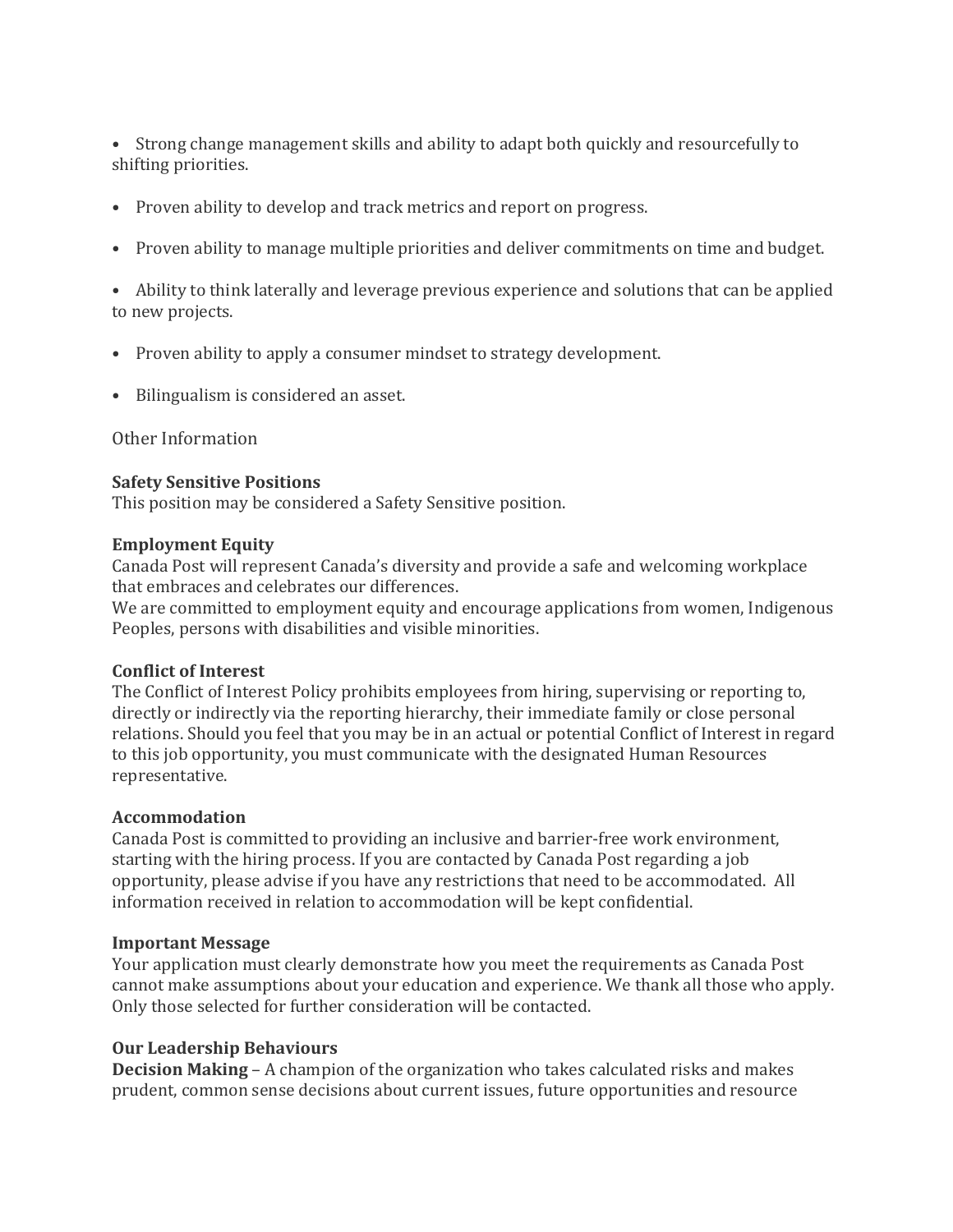- Strong change management skills and ability to adapt both quickly and resourcefully to shifting priorities.
- Proven ability to develop and track metrics and report on progress.
- Proven ability to manage multiple priorities and deliver commitments on time and budget.
- Ability to think laterally and leverage previous experience and solutions that can be applied to new projects.
- Proven ability to apply a consumer mindset to strategy development.
- Bilingualism is considered an asset.

Other Information

**Safety Sensitive Positions**
This position may be considered a Safety Sensitive position.

**Employment Equity**
Canada Post will represent Canada's diversity and provide a safe and welcoming workplace that embraces and celebrates our differences.
We are committed to employment equity and encourage applications from women, Indigenous Peoples, persons with disabilities and visible minorities.

**Conflict of Interest**
The Conflict of Interest Policy prohibits employees from hiring, supervising or reporting to, directly or indirectly via the reporting hierarchy, their immediate family or close personal relations. Should you feel that you may be in an actual or potential Conflict of Interest in regard to this job opportunity, you must communicate with the designated Human Resources representative.

**Accommodation**
Canada Post is committed to providing an inclusive and barrier-free work environment, starting with the hiring process. If you are contacted by Canada Post regarding a job opportunity, please advise if you have any restrictions that need to be accommodated. All information received in relation to accommodation will be kept confidential.

**Important Message**
Your application must clearly demonstrate how you meet the requirements as Canada Post cannot make assumptions about your education and experience. We thank all those who apply. Only those selected for further consideration will be contacted.

**Our Leadership Behaviours**
**Decision Making** – A champion of the organization who takes calculated risks and makes prudent, common sense decisions about current issues, future opportunities and resource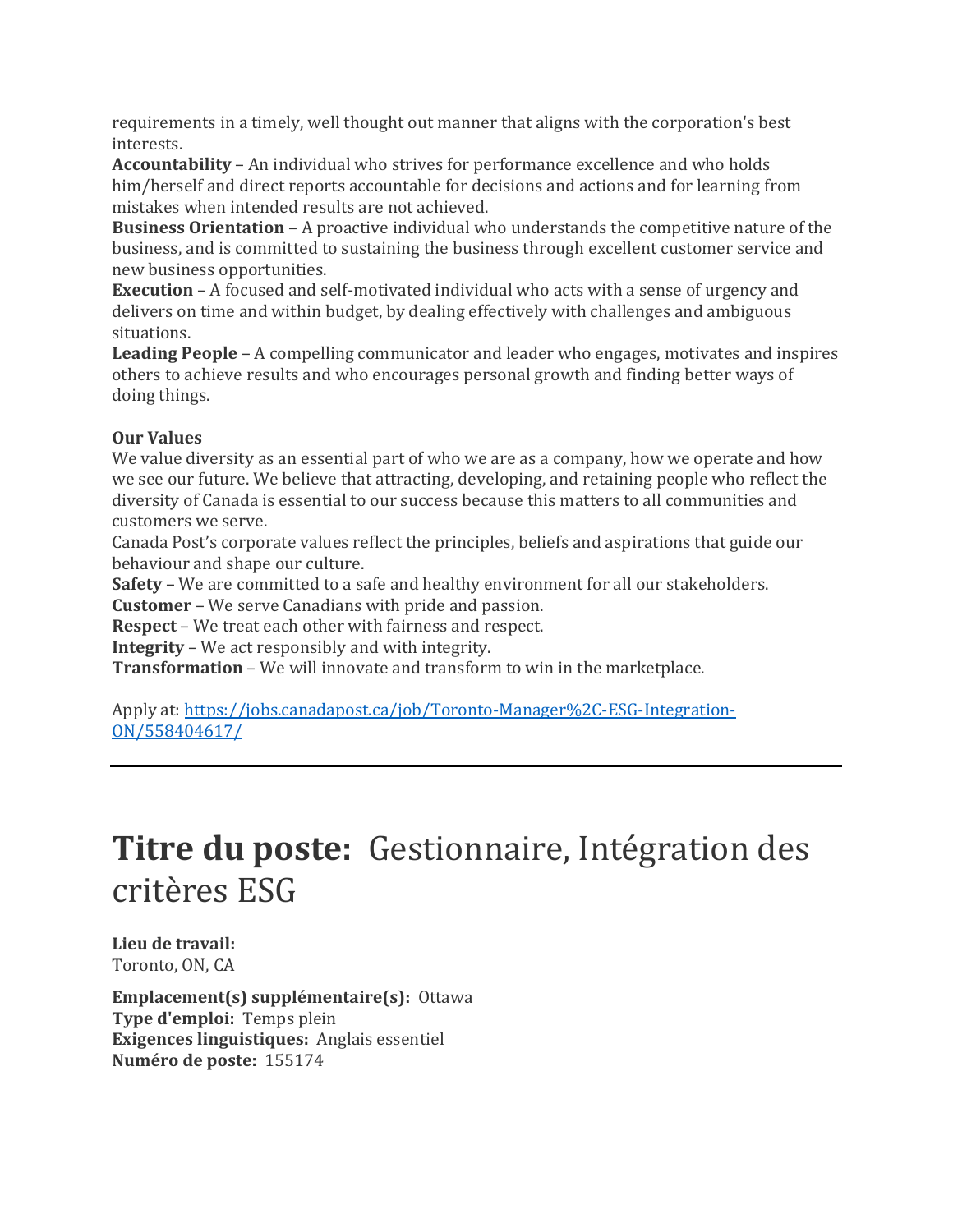requirements in a timely, well thought out manner that aligns with the corporation's best interests.
**Accountability** – An individual who strives for performance excellence and who holds him/herself and direct reports accountable for decisions and actions and for learning from mistakes when intended results are not achieved.
**Business Orientation** – A proactive individual who understands the competitive nature of the business, and is committed to sustaining the business through excellent customer service and new business opportunities.
**Execution** – A focused and self-motivated individual who acts with a sense of urgency and delivers on time and within budget, by dealing effectively with challenges and ambiguous situations.
**Leading People** – A compelling communicator and leader who engages, motivates and inspires others to achieve results and who encourages personal growth and finding better ways of doing things.

**Our Values**
We value diversity as an essential part of who we are as a company, how we operate and how we see our future. We believe that attracting, developing, and retaining people who reflect the diversity of Canada is essential to our success because this matters to all communities and customers we serve.
Canada Post's corporate values reflect the principles, beliefs and aspirations that guide our behaviour and shape our culture.
**Safety** – We are committed to a safe and healthy environment for all our stakeholders.
**Customer** – We serve Canadians with pride and passion.
**Respect** – We treat each other with fairness and respect.
**Integrity** – We act responsibly and with integrity.
**Transformation** – We will innovate and transform to win in the marketplace.

Apply at: [https://jobs.canadapost.ca/job/Toronto-Manager%2C-ESG-Integration-ON/558404617/](https://jobs.canadapost.ca/job/Toronto-Manager%2C-ESG-Integration-ON/558404617/)

---

# **Titre du poste:** Gestionnaire, Intégration des critères ESG

**Lieu de travail:**
Toronto, ON, CA

**Emplacement(s) supplémentaire(s):** Ottawa
**Type d'emploi:** Temps plein
**Exigences linguistiques:** Anglais essentiel
**Numéro de poste:** 155174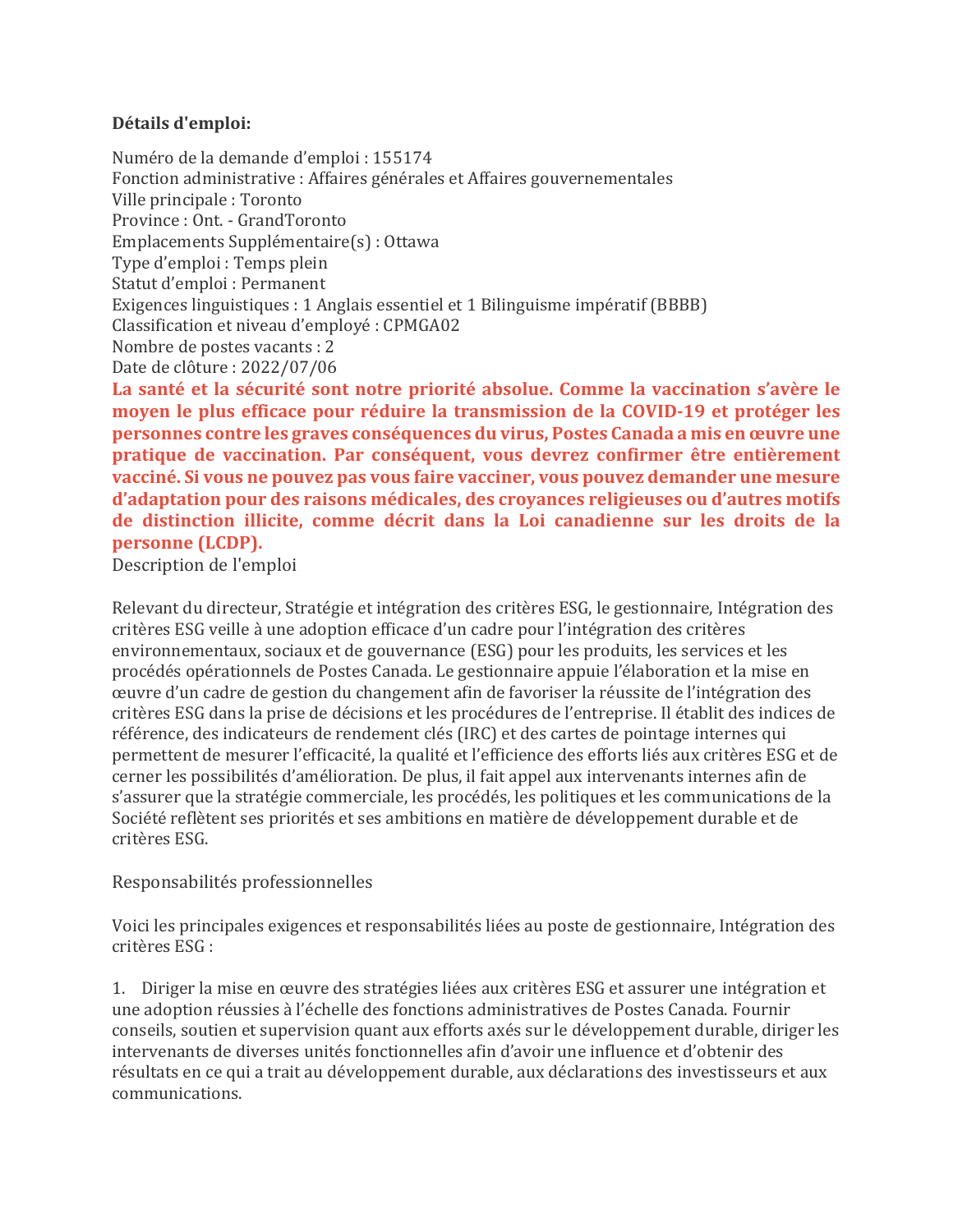**Détails d'emploi:**

Numéro de la demande d'emploi : 155174
Fonction administrative : Affaires générales et Affaires gouvernementales
Ville principale : Toronto
Province : Ont. - GrandToronto
Emplacements Supplémentaire(s) : Ottawa
Type d'emploi : Temps plein
Statut d'emploi : Permanent
Exigences linguistiques : 1 Anglais essentiel et 1 Bilinguisme impératif (BBBB)
Classification et niveau d'employé : CPMGA02
Nombre de postes vacants : 2
Date de clôture : 2022/07/06

**La santé et la sécurité sont notre priorité absolue. Comme la vaccination s'avère le moyen le plus efficace pour réduire la transmission de la COVID-19 et protéger les personnes contre les graves conséquences du virus, Postes Canada a mis en œuvre une pratique de vaccination. Par conséquent, vous devrez confirmer être entièrement vacciné. Si vous ne pouvez pas vous faire vacciner, vous pouvez demander une mesure d'adaptation pour des raisons médicales, des croyances religieuses ou d'autres motifs de distinction illicite, comme décrit dans la Loi canadienne sur les droits de la personne (LCDP).**

Description de l'emploi

Relevant du directeur, Stratégie et intégration des critères ESG, le gestionnaire, Intégration des critères ESG veille à une adoption efficace d'un cadre pour l'intégration des critères environnementaux, sociaux et de gouvernance (ESG) pour les produits, les services et les procédés opérationnels de Postes Canada. Le gestionnaire appuie l'élaboration et la mise en œuvre d'un cadre de gestion du changement afin de favoriser la réussite de l'intégration des critères ESG dans la prise de décisions et les procédures de l'entreprise. Il établit des indices de référence, des indicateurs de rendement clés (IRC) et des cartes de pointage internes qui permettent de mesurer l'efficacité, la qualité et l'efficience des efforts liés aux critères ESG et de cerner les possibilités d'amélioration. De plus, il fait appel aux intervenants internes afin de s'assurer que la stratégie commerciale, les procédés, les politiques et les communications de la Société reflètent ses priorités et ses ambitions en matière de développement durable et de critères ESG.

Responsabilités professionnelles

Voici les principales exigences et responsabilités liées au poste de gestionnaire, Intégration des critères ESG :

1. Diriger la mise en œuvre des stratégies liées aux critères ESG et assurer une intégration et une adoption réussies à l'échelle des fonctions administratives de Postes Canada. Fournir conseils, soutien et supervision quant aux efforts axés sur le développement durable, diriger les intervenants de diverses unités fonctionnelles afin d'avoir une influence et d'obtenir des résultats en ce qui a trait au développement durable, aux déclarations des investisseurs et aux communications.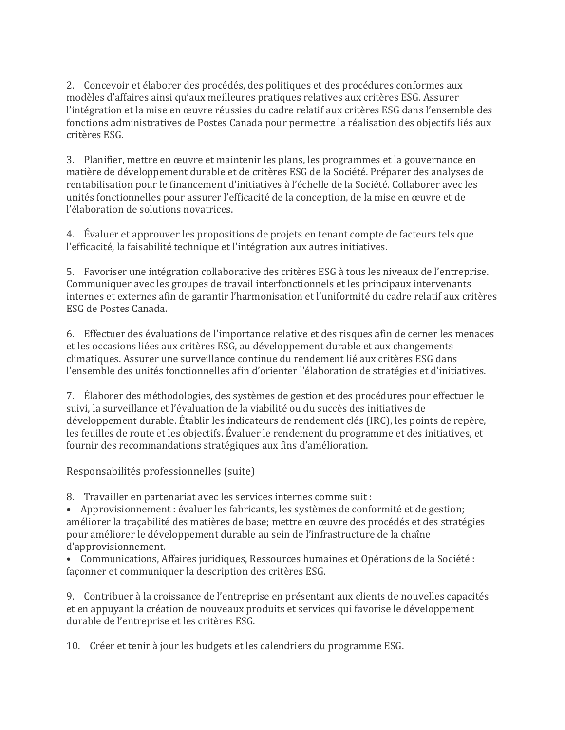2. Concevoir et élaborer des procédés, des politiques et des procédures conformes aux modèles d'affaires ainsi qu'aux meilleures pratiques relatives aux critères ESG. Assurer l'intégration et la mise en œuvre réussies du cadre relatif aux critères ESG dans l'ensemble des fonctions administratives de Postes Canada pour permettre la réalisation des objectifs liés aux critères ESG.

3. Planifier, mettre en œuvre et maintenir les plans, les programmes et la gouvernance en matière de développement durable et de critères ESG de la Société. Préparer des analyses de rentabilisation pour le financement d'initiatives à l'échelle de la Société. Collaborer avec les unités fonctionnelles pour assurer l'efficacité de la conception, de la mise en œuvre et de l'élaboration de solutions novatrices.

4. Évaluer et approuver les propositions de projets en tenant compte de facteurs tels que l'efficacité, la faisabilité technique et l'intégration aux autres initiatives.

5. Favoriser une intégration collaborative des critères ESG à tous les niveaux de l'entreprise. Communiquer avec les groupes de travail interfonctionnels et les principaux intervenants internes et externes afin de garantir l'harmonisation et l'uniformité du cadre relatif aux critères ESG de Postes Canada.

6. Effectuer des évaluations de l'importance relative et des risques afin de cerner les menaces et les occasions liées aux critères ESG, au développement durable et aux changements climatiques. Assurer une surveillance continue du rendement lié aux critères ESG dans l'ensemble des unités fonctionnelles afin d'orienter l'élaboration de stratégies et d'initiatives.

7. Élaborer des méthodologies, des systèmes de gestion et des procédures pour effectuer le suivi, la surveillance et l'évaluation de la viabilité ou du succès des initiatives de développement durable. Établir les indicateurs de rendement clés (IRC), les points de repère, les feuilles de route et les objectifs. Évaluer le rendement du programme et des initiatives, et fournir des recommandations stratégiques aux fins d'amélioration.

Responsabilités professionnelles (suite)

8. Travailler en partenariat avec les services internes comme suit :
- Approvisionnement : évaluer les fabricants, les systèmes de conformité et de gestion; améliorer la traçabilité des matières de base; mettre en œuvre des procédés et des stratégies pour améliorer le développement durable au sein de l'infrastructure de la chaîne d'approvisionnement.
- Communications, Affaires juridiques, Ressources humaines et Opérations de la Société : façonner et communiquer la description des critères ESG.

9. Contribuer à la croissance de l'entreprise en présentant aux clients de nouvelles capacités et en appuyant la création de nouveaux produits et services qui favorise le développement durable de l'entreprise et les critères ESG.

10. Créer et tenir à jour les budgets et les calendriers du programme ESG.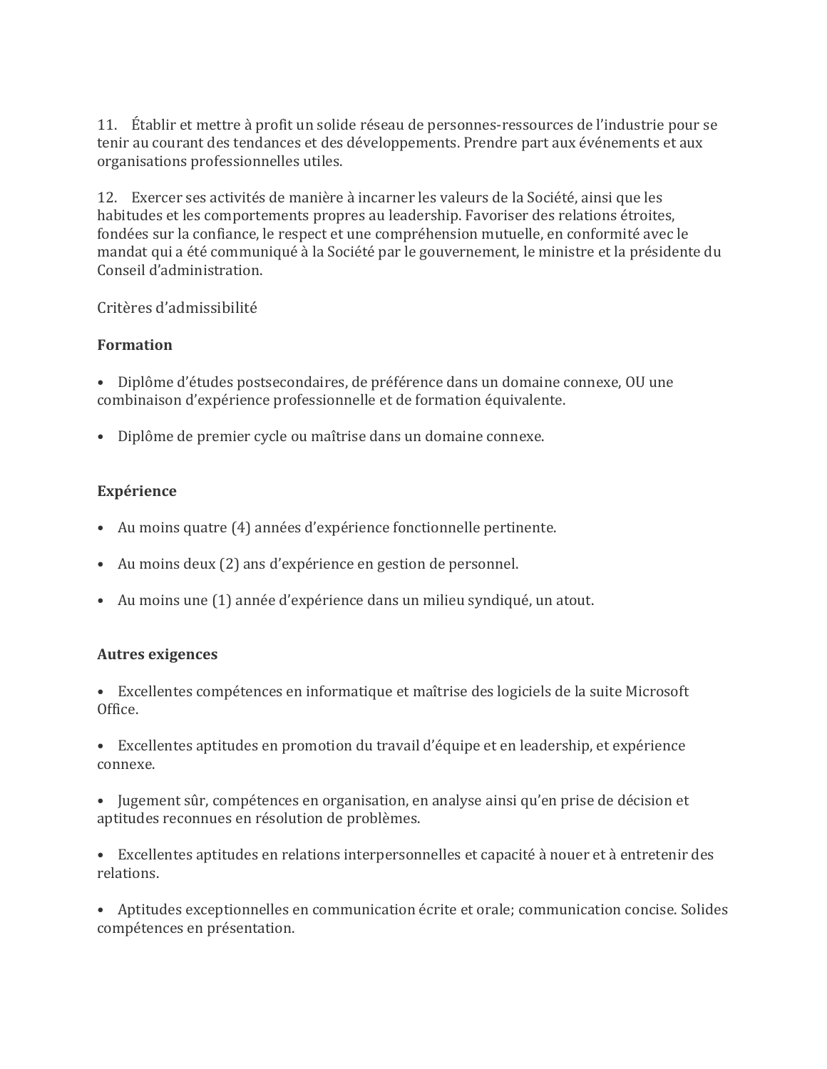11. Établir et mettre à profit un solide réseau de personnes-ressources de l'industrie pour se tenir au courant des tendances et des développements. Prendre part aux événements et aux organisations professionnelles utiles.

12. Exercer ses activités de manière à incarner les valeurs de la Société, ainsi que les habitudes et les comportements propres au leadership. Favoriser des relations étroites, fondées sur la confiance, le respect et une compréhension mutuelle, en conformité avec le mandat qui a été communiqué à la Société par le gouvernement, le ministre et la présidente du Conseil d'administration.

Critères d'admissibilité

**Formation**

- Diplôme d'études postsecondaires, de préférence dans un domaine connexe, OU une combinaison d'expérience professionnelle et de formation équivalente.

- Diplôme de premier cycle ou maîtrise dans un domaine connexe.

**Expérience**

- Au moins quatre (4) années d'expérience fonctionnelle pertinente.

- Au moins deux (2) ans d'expérience en gestion de personnel.

- Au moins une (1) année d'expérience dans un milieu syndiqué, un atout.

**Autres exigences**

- Excellentes compétences en informatique et maîtrise des logiciels de la suite Microsoft Office.

- Excellentes aptitudes en promotion du travail d'équipe et en leadership, et expérience connexe.

- Jugement sûr, compétences en organisation, en analyse ainsi qu'en prise de décision et aptitudes reconnues en résolution de problèmes.

- Excellentes aptitudes en relations interpersonnelles et capacité à nouer et à entretenir des relations.

- Aptitudes exceptionnelles en communication écrite et orale; communication concise. Solides compétences en présentation.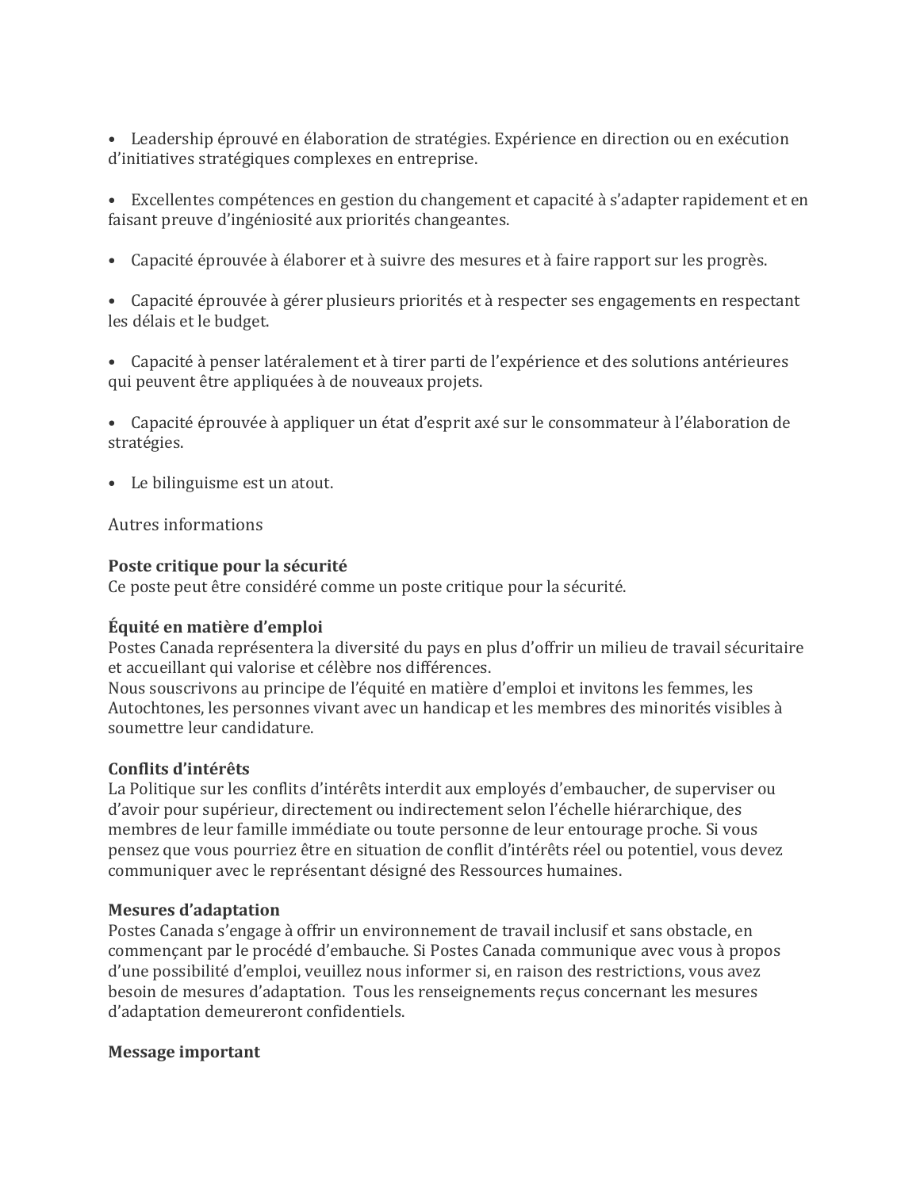- Leadership éprouvé en élaboration de stratégies. Expérience en direction ou en exécution d'initiatives stratégiques complexes en entreprise.

- Excellentes compétences en gestion du changement et capacité à s'adapter rapidement et en faisant preuve d'ingéniosité aux priorités changeantes.

- Capacité éprouvée à élaborer et à suivre des mesures et à faire rapport sur les progrès.

- Capacité éprouvée à gérer plusieurs priorités et à respecter ses engagements en respectant les délais et le budget.

- Capacité à penser latéralement et à tirer parti de l'expérience et des solutions antérieures qui peuvent être appliquées à de nouveaux projets.

- Capacité éprouvée à appliquer un état d'esprit axé sur le consommateur à l'élaboration de stratégies.

- Le bilinguisme est un atout.

Autres informations

**Poste critique pour la sécurité**
Ce poste peut être considéré comme un poste critique pour la sécurité.

**Équité en matière d'emploi**
Postes Canada représentera la diversité du pays en plus d'offrir un milieu de travail sécuritaire et accueillant qui valorise et célèbre nos différences.
Nous souscrivons au principe de l'équité en matière d'emploi et invitons les femmes, les Autochtones, les personnes vivant avec un handicap et les membres des minorités visibles à soumettre leur candidature.

**Conflits d'intérêts**
La Politique sur les conflits d'intérêts interdit aux employés d'embaucher, de superviser ou d'avoir pour supérieur, directement ou indirectement selon l'échelle hiérarchique, des membres de leur famille immédiate ou toute personne de leur entourage proche. Si vous pensez que vous pourriez être en situation de conflit d'intérêts réel ou potentiel, vous devez communiquer avec le représentant désigné des Ressources humaines.

**Mesures d'adaptation**
Postes Canada s'engage à offrir un environnement de travail inclusif et sans obstacle, en commençant par le procédé d'embauche. Si Postes Canada communique avec vous à propos d'une possibilité d'emploi, veuillez nous informer si, en raison des restrictions, vous avez besoin de mesures d'adaptation. Tous les renseignements reçus concernant les mesures d'adaptation demeureront confidentiels.

**Message important**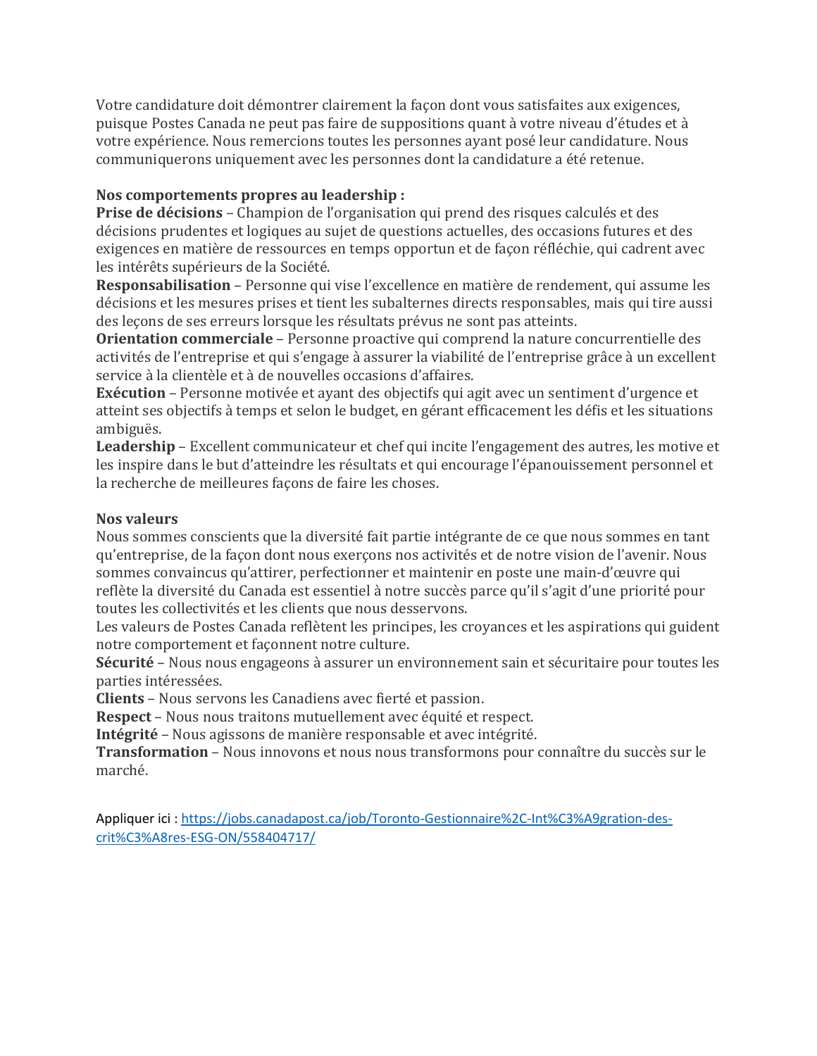Votre candidature doit démontrer clairement la façon dont vous satisfaites aux exigences, puisque Postes Canada ne peut pas faire de suppositions quant à votre niveau d'études et à votre expérience. Nous remercions toutes les personnes ayant posé leur candidature. Nous communiquerons uniquement avec les personnes dont la candidature a été retenue.

**Nos comportements propres au leadership :**
**Prise de décisions** – Champion de l'organisation qui prend des risques calculés et des décisions prudentes et logiques au sujet de questions actuelles, des occasions futures et des exigences en matière de ressources en temps opportun et de façon réfléchie, qui cadrent avec les intérêts supérieurs de la Société.
**Responsabilisation** – Personne qui vise l'excellence en matière de rendement, qui assume les décisions et les mesures prises et tient les subalternes directs responsables, mais qui tire aussi des leçons de ses erreurs lorsque les résultats prévus ne sont pas atteints.
**Orientation commerciale** – Personne proactive qui comprend la nature concurrentielle des activités de l'entreprise et qui s'engage à assurer la viabilité de l'entreprise grâce à un excellent service à la clientèle et à de nouvelles occasions d'affaires.
**Exécution** – Personne motivée et ayant des objectifs qui agit avec un sentiment d'urgence et atteint ses objectifs à temps et selon le budget, en gérant efficacement les défis et les situations ambiguës.
**Leadership** – Excellent communicateur et chef qui incite l'engagement des autres, les motive et les inspire dans le but d'atteindre les résultats et qui encourage l'épanouissement personnel et la recherche de meilleures façons de faire les choses.

**Nos valeurs**
Nous sommes conscients que la diversité fait partie intégrante de ce que nous sommes en tant qu'entreprise, de la façon dont nous exerçons nos activités et de notre vision de l'avenir. Nous sommes convaincus qu'attirer, perfectionner et maintenir en poste une main-d'œuvre qui reflète la diversité du Canada est essentiel à notre succès parce qu'il s'agit d'une priorité pour toutes les collectivités et les clients que nous desservons.
Les valeurs de Postes Canada reflètent les principes, les croyances et les aspirations qui guident notre comportement et façonnent notre culture.
**Sécurité** – Nous nous engageons à assurer un environnement sain et sécuritaire pour toutes les parties intéressées.
**Clients** – Nous servons les Canadiens avec fierté et passion.
**Respect** – Nous nous traitons mutuellement avec équité et respect.
**Intégrité** – Nous agissons de manière responsable et avec intégrité.
**Transformation** – Nous innovons et nous nous transformons pour connaître du succès sur le marché.

Appliquer ici : https://jobs.canadapost.ca/job/Toronto-Gestionnaire%2C-Int%C3%A9gration-des-crit%C3%A8res-ESG-ON/558404717/